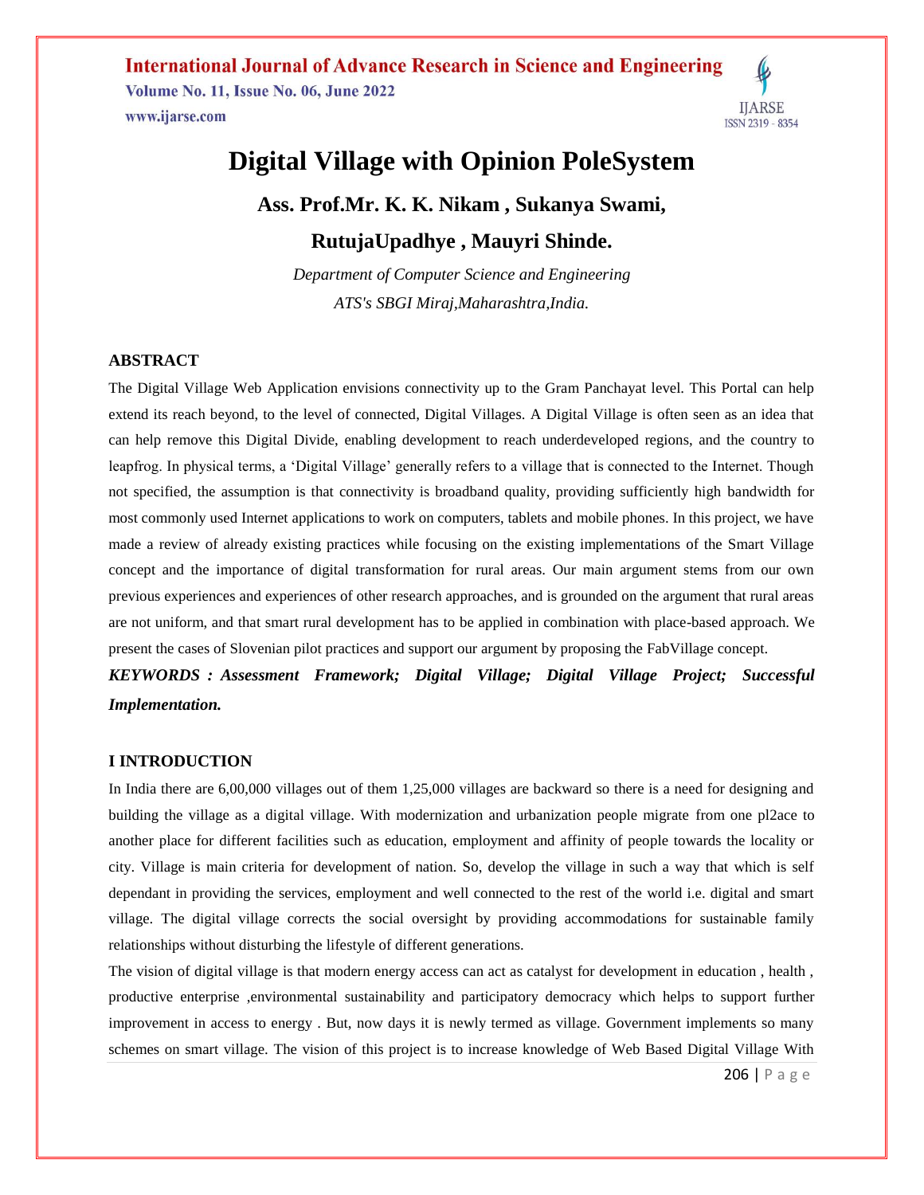# Digital Village with Opinion PoleSystem

**Ass. Prof.Mr. K. K. Nikam , Sukanya Swami,**

**RutujaUpadhye , Mauyri Shinde.**

*Department of Computer Science and Engineering*

*ATS's SBGI Miraj,Maharashtra,India.*

## ABSTRACT

The Digital Village Web Application envisions connectivity up to the Gram Panchayat level. This Portal can help extend its reach beyond, to the level of connected, Digital Villages. A Digital Village is often seen as an idea that can help remove this Digital Divide, enabling development to reach underdeveloped regions, and the country to leapfrog. In physical terms, a 'Digital Village' generally refers to a village that is connected to the Internet. Though not specified, the assumption is that connectivity is broadband quality, providing sufficiently high bandwidth for most commonly used Internet applications to work on computers, tablets and mobile phones. In this project, we have made a review of already existing practices while focusing on the existing implementations of the Smart Village concept and the importance of digital transformation for rural areas. Our main argument stems from our own previous experiences and experiences of other research approaches, and is grounded on the argument that rural areas are not uniform, and that smart rural development has to be applied in combination with place-based approach. We present the cases of Slovenian pilot practices and support our argument by proposing the FabVillage concept.

***KEYWORDS : Assessment Framework; Digital Village; Digital Village Project; Successful Implementation.***

## I INTRODUCTION

In India there are 6,00,000 villages out of them 1,25,000 villages are backward so there is a need for designing and building the village as a digital village. With modernization and urbanization people migrate from one pl2ace to another place for different facilities such as education, employment and affinity of people towards the locality or city. Village is main criteria for development of nation. So, develop the village in such a way that which is self dependant in providing the services, employment and well connected to the rest of the world i.e. digital and smart village. The digital village corrects the social oversight by providing accommodations for sustainable family relationships without disturbing the lifestyle of different generations.

The vision of digital village is that modern energy access can act as catalyst for development in education , health , productive enterprise ,environmental sustainability and participatory democracy which helps to support further improvement in access to energy . But, now days it is newly termed as village. Government implements so many schemes on smart village. The vision of this project is to increase knowledge of Web Based Digital Village With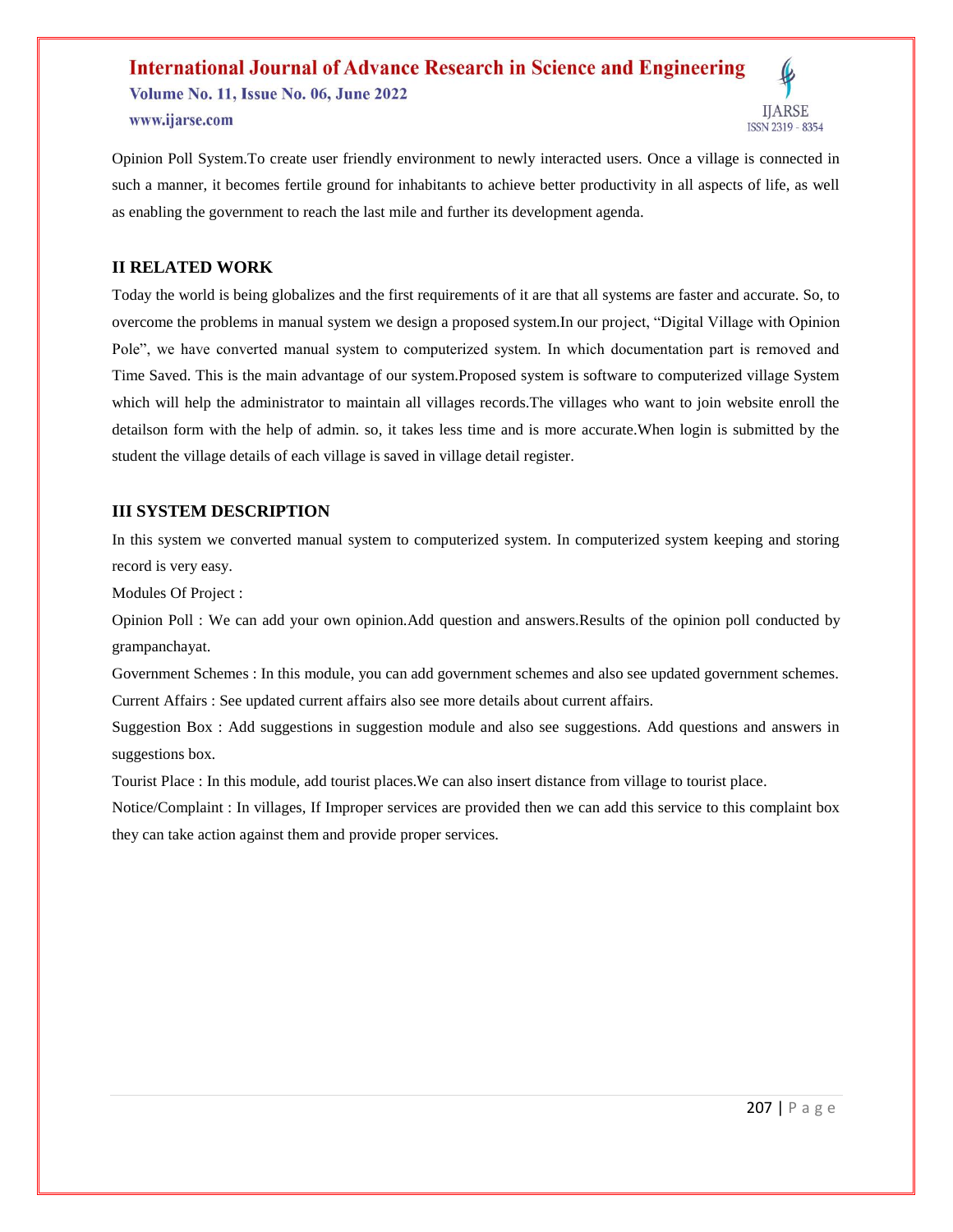Opinion Poll System.To create user friendly environment to newly interacted users. Once a village is connected in such a manner, it becomes fertile ground for inhabitants to achieve better productivity in all aspects of life, as well as enabling the government to reach the last mile and further its development agenda.

## II RELATED WORK

Today the world is being globalizes and the first requirements of it are that all systems are faster and accurate. So, to overcome the problems in manual system we design a proposed system.In our project, "Digital Village with Opinion Pole", we have converted manual system to computerized system. In which documentation part is removed and Time Saved. This is the main advantage of our system.Proposed system is software to computerized village System which will help the administrator to maintain all villages records.The villages who want to join website enroll the detailson form with the help of admin. so, it takes less time and is more accurate.When login is submitted by the student the village details of each village is saved in village detail register.

## III SYSTEM DESCRIPTION

In this system we converted manual system to computerized system. In computerized system keeping and storing record is very easy.

Modules Of Project :

Opinion Poll : We can add your own opinion.Add question and answers.Results of the opinion poll conducted by grampanchayat.

Government Schemes : In this module, you can add government schemes and also see updated government schemes.

Current Affairs : See updated current affairs also see more details about current affairs.

Suggestion Box : Add suggestions in suggestion module and also see suggestions. Add questions and answers in suggestions box.

Tourist Place : In this module, add tourist places.We can also insert distance from village to tourist place.

Notice/Complaint : In villages, If Improper services are provided then we can add this service to this complaint box they can take action against them and provide proper services.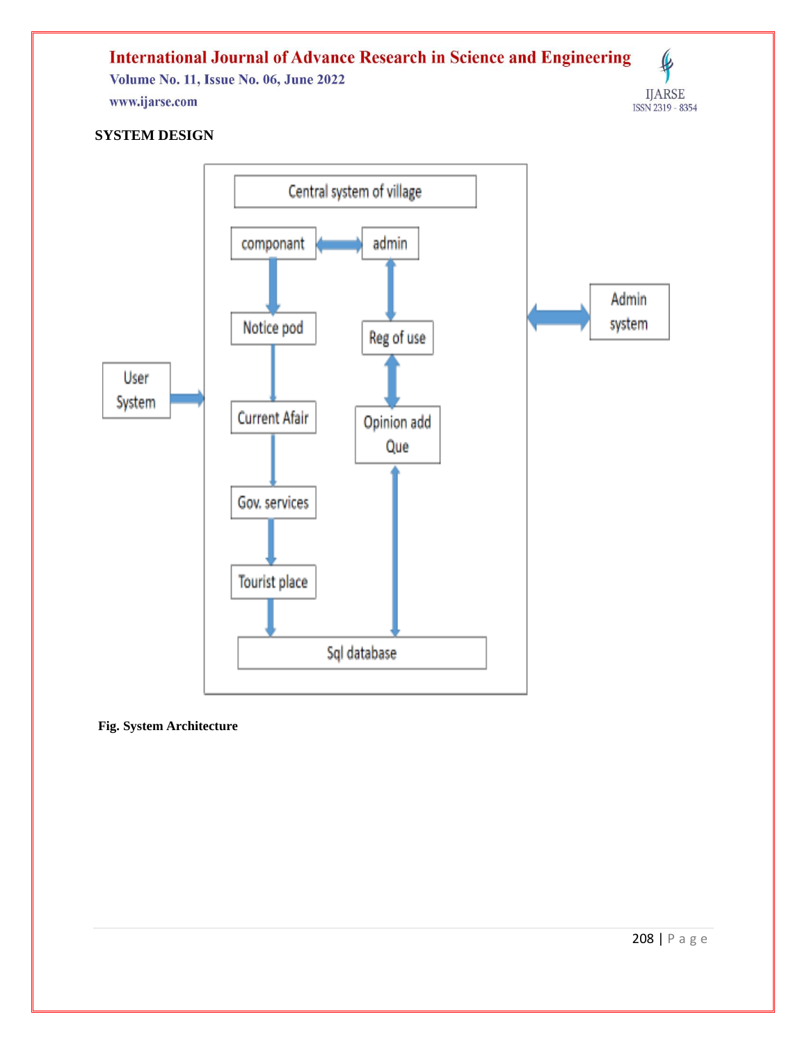**SYSTEM DESIGN**

Fig. System Architecture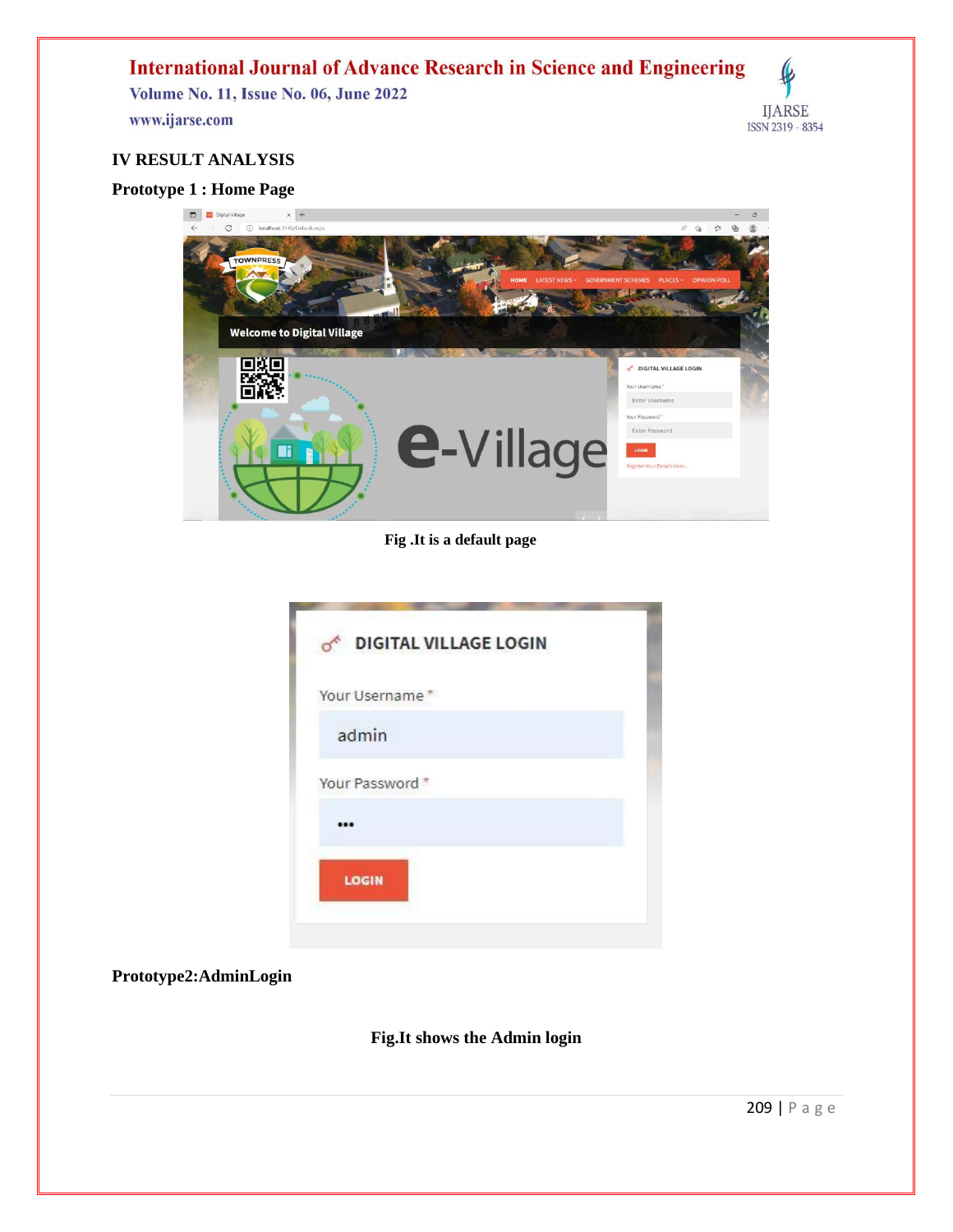## IV RESULT ANALYSIS

### Prototype 1 : Home Page

**Fig .It is a default page**

### Prototype2:AdminLogin

**Fig.It shows the Admin login**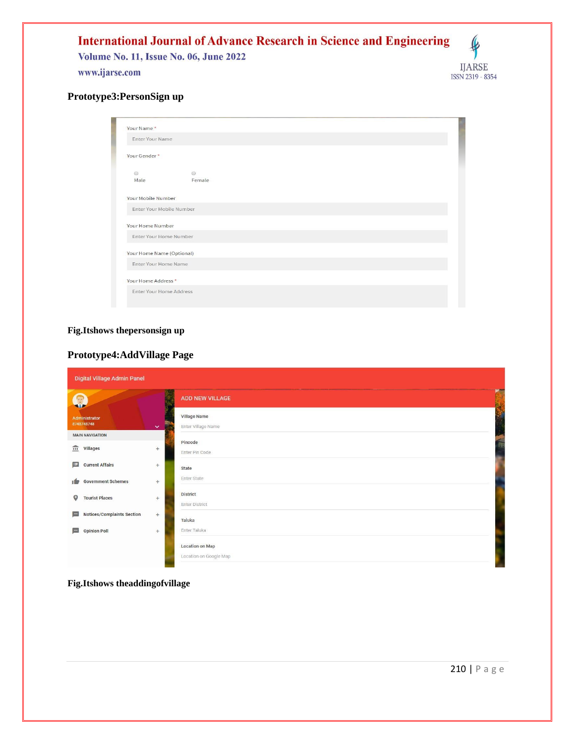**Prototype3:PersonSign up**

Your Name *

Enter Your Name

Your Gender *

Male Female

Your Mobile Number

Enter Your Mobile Number

Your Home Number

Enter Your Home Number

Your Home Name (Optional)

Enter Your Home Name

Your Home Address *

Enter Your Home Address

**Fig.Itshows thepersonsign up**

**Prototype4:AddVillage Page**

Digital Village Admin Panel

Administrator
8748748748

MAIN NAVIGATION

- Villages
- Current Affairs
- Government Schemes
- Tourist Places
- Notices/Complaints Section
- Opinion Poll

ADD NEW VILLAGE

Village Name

Enter Village Name

Pincode

Enter Pin Code

State

Enter State

District

Enter District

Taluka

Enter Taluka

Location on Map

Location on Google Map

**Fig.Itshows theaddingofvillage**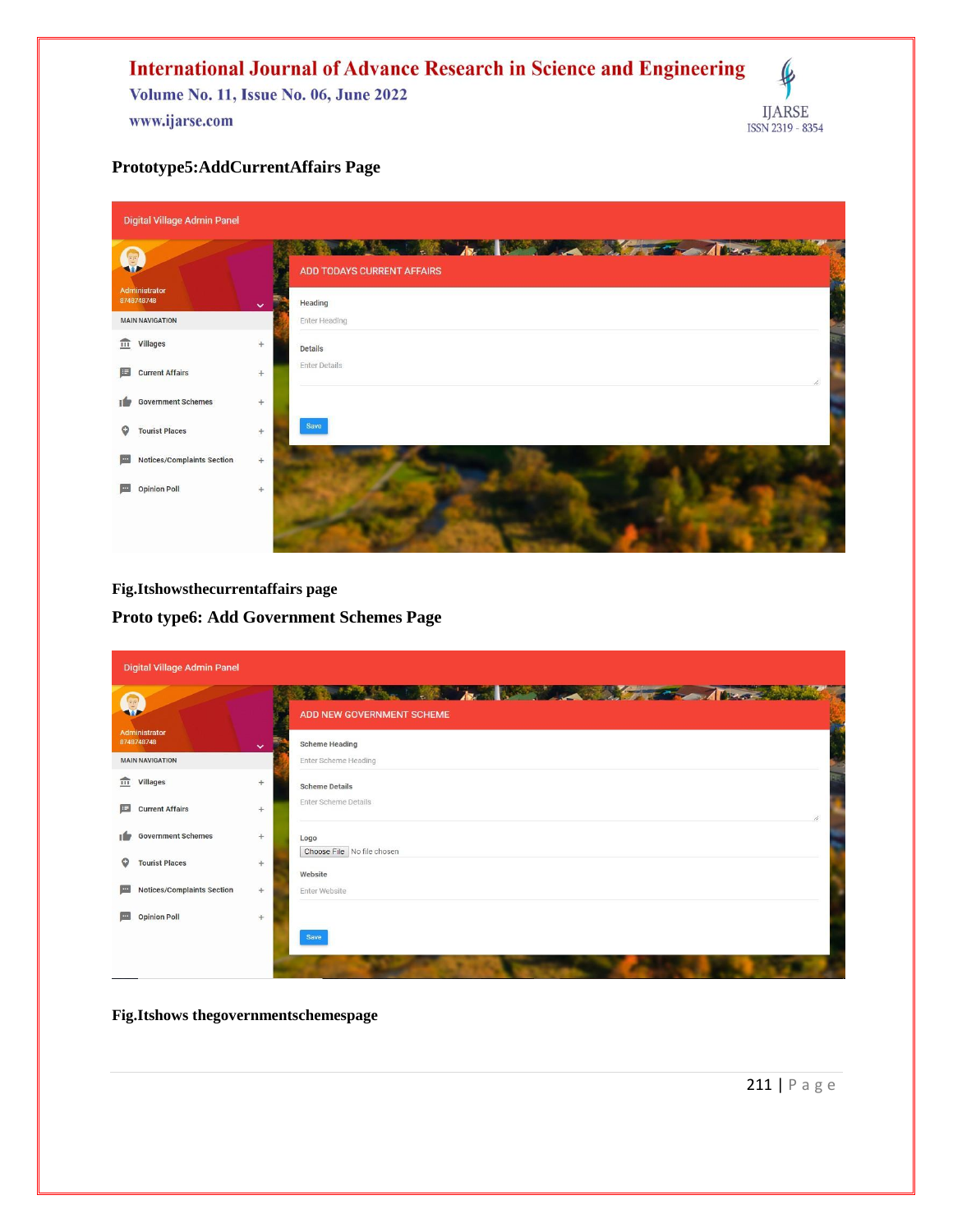**Prototype5:AddCurrentAffairs Page**

**Fig.Itshowsthecurrentaffairs page**

**Proto type6: Add Government Schemes Page**

**Fig.Itshows thegovernmentschemespage**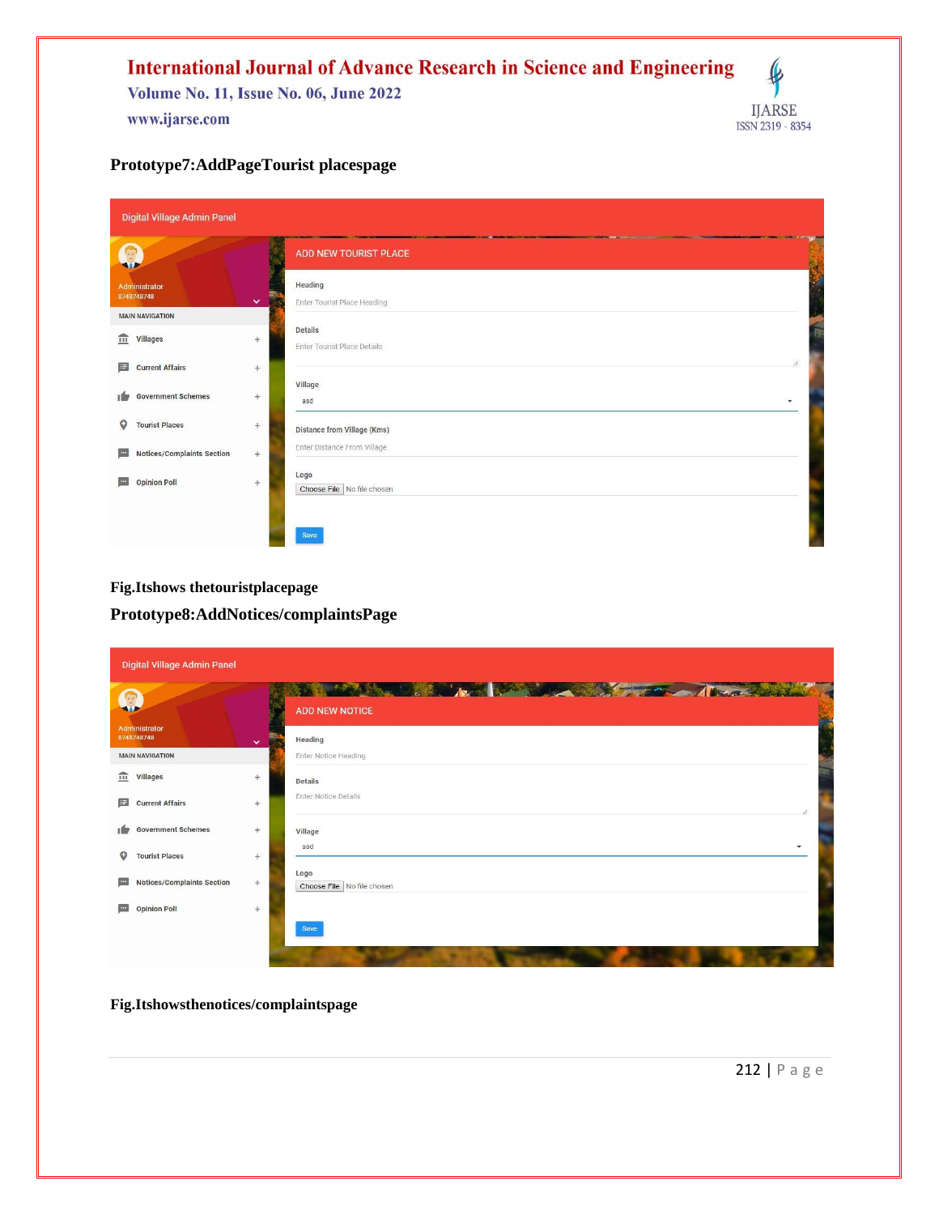**Prototype7:AddPageTourist placespage**

Digital Village Admin Panel

Administrator
8748748748

MAIN NAVIGATION

- Villages
- Current Affairs
- Government Schemes
- Tourist Places
- Notices/Complaints Section
- Opinion Poll

ADD NEW TOURIST PLACE

Heading
Enter Tourist Place Heading

Details
Enter Tourist Place Details

Village
asd

Distance from Village (Kms)
Enter Distance From Village

Logo
Choose File No file chosen

Save

**Fig.Itshows thetouristplacepage**

**Prototype8:AddNotices/complaintsPage**

Digital Village Admin Panel

Administrator
8748748748

MAIN NAVIGATION

- Villages
- Current Affairs
- Government Schemes
- Tourist Places
- Notices/Complaints Section
- Opinion Poll

ADD NEW NOTICE

Heading
Enter Notice Heading

Details
Enter Notice Details

Village
asd

Logo
Choose File No file chosen

Save

**Fig.Itshowsthenotices/complaintspage**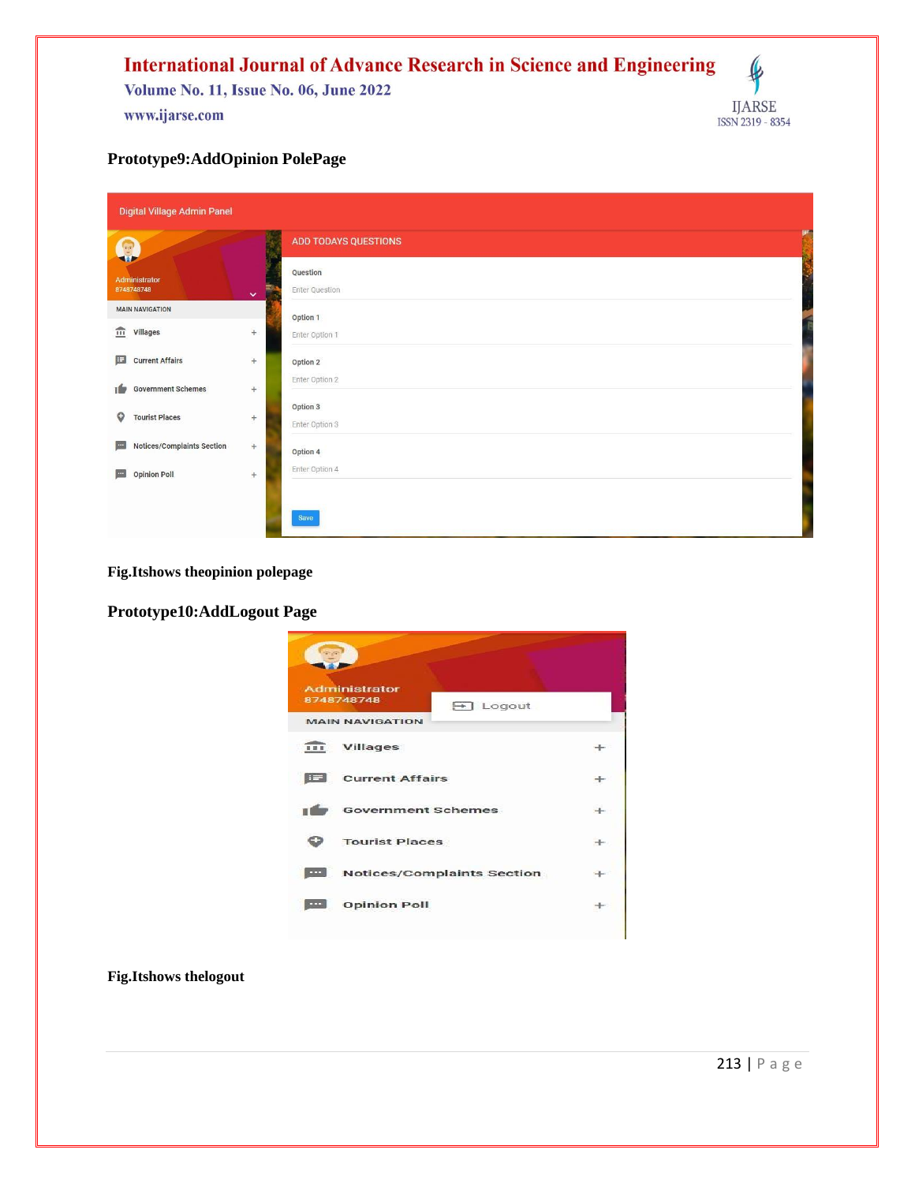**Prototype9:AddOpinion PolePage**

Digital Village Admin Panel

Administrator
8748748748

MAIN NAVIGATION

- Villages
- Current Affairs
- Government Schemes
- Tourist Places
- Notices/Complaints Section
- Opinion Poll

ADD TODAYS QUESTIONS

Question
Enter Question

Option 1
Enter Option 1

Option 2
Enter Option 2

Option 3
Enter Option 3

Option 4
Enter Option 4

Save

**Fig.Itshows theopinion polepage**

**Prototype10:AddLogout Page**

Administrator
8748748748

Logout

MAIN NAVIGATION

- Villages
- Current Affairs
- Government Schemes
- Tourist Places
- Notices/Complaints Section
- Opinion Poll

**Fig.Itshows thelogout**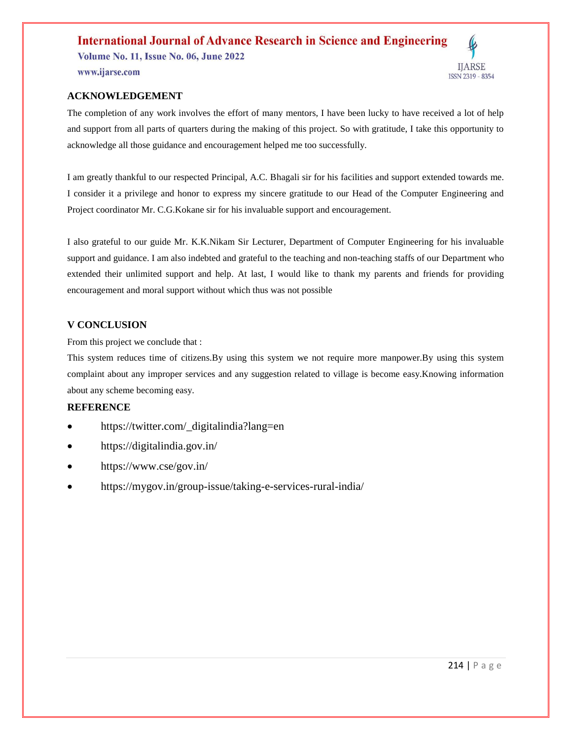## ACKNOWLEDGEMENT

The completion of any work involves the effort of many mentors, I have been lucky to have received a lot of help and support from all parts of quarters during the making of this project. So with gratitude, I take this opportunity to acknowledge all those guidance and encouragement helped me too successfully.

I am greatly thankful to our respected Principal, A.C. Bhagali sir for his facilities and support extended towards me. I consider it a privilege and honor to express my sincere gratitude to our Head of the Computer Engineering and Project coordinator Mr. C.G.Kokane sir for his invaluable support and encouragement.

I also grateful to our guide Mr. K.K.Nikam Sir Lecturer, Department of Computer Engineering for his invaluable support and guidance. I am also indebted and grateful to the teaching and non-teaching staffs of our Department who extended their unlimited support and help. At last, I would like to thank my parents and friends for providing encouragement and moral support without which thus was not possible

## V CONCLUSION

From this project we conclude that :

This system reduces time of citizens.By using this system we not require more manpower.By using this system complaint about any improper services and any suggestion related to village is become easy.Knowing information about any scheme becoming easy.

## REFERENCE

- https://twitter.com/_digitalindia?lang=en
- https://digitalindia.gov.in/
- https://www.cse/gov.in/
- https://mygov.in/group-issue/taking-e-services-rural-india/